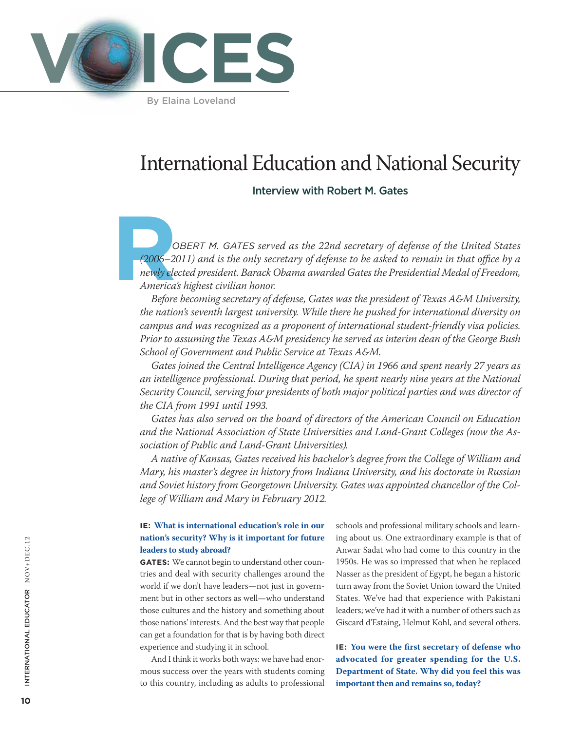# VOICES

By Elaina Loveland

## International Education and National Security

### Interview with Robert M. Gates

*ROBERT M. GATES served as the 22nd secretary of defense of the United States (2006–2011) and is the only secretary of defense to be asked to remain in that office by a newly elected president. Barack Obama awarded Gates the Presidential Medal of Freedom, America's highest civilian honor.*

*Before becoming secretary of defense, Gates was the president of Texas A&M University, the nation's seventh largest university. While there he pushed for international diversity on campus and was recognized as a proponent of international student-friendly visa policies. Prior to assuming the Texas A&M presidency he served as interim dean of the George Bush School of Government and Public Service at Texas A&M.*

*Gates joined the Central Intelligence Agency (CIA) in 1966 and spent nearly 27 years as an intelligence professional. During that period, he spent nearly nine years at the National Security Council, serving four presidents of both major political parties and was director of the CIA from 1991 until 1993.*

*Gates has also served on the board of directors of the American Council on Education and the National Association of State Universities and Land-Grant Colleges (now the Association of Public and Land-Grant Universities).*

*A native of Kansas, Gates received his bachelor's degree from the College of William and Mary, his master's degree in history from Indiana University, and his doctorate in Russian and Soviet history from Georgetown University. Gates was appointed chancellor of the College of William and Mary in February 2012.*

**IE: What is international education's role in our nation's security? Why is it important for future leaders to study abroad?**

**GATES:** We cannot begin to understand other countries and deal with security challenges around the world if we don't have leaders—not just in government but in other sectors as well—who understand those cultures and the history and something about those nations' interests. And the best way that people can get a foundation for that is by having both direct experience and studying it in school.

And I think it works both ways: we have had enormous success over the years with students coming to this country, including as adults to professional schools and professional military schools and learning about us. One extraordinary example is that of Anwar Sadat who had come to this country in the 1950s. He was so impressed that when he replaced Nasser as the president of Egypt, he began a historic turn away from the Soviet Union toward the United States. We've had that experience with Pakistani leaders; we've had it with a number of others such as Giscard d'Estaing, Helmut Kohl, and several others.

**IE: You were the first secretary of defense who advocated for greater spending for the U.S. Department of State. Why did you feel this was important then and remains so, today?**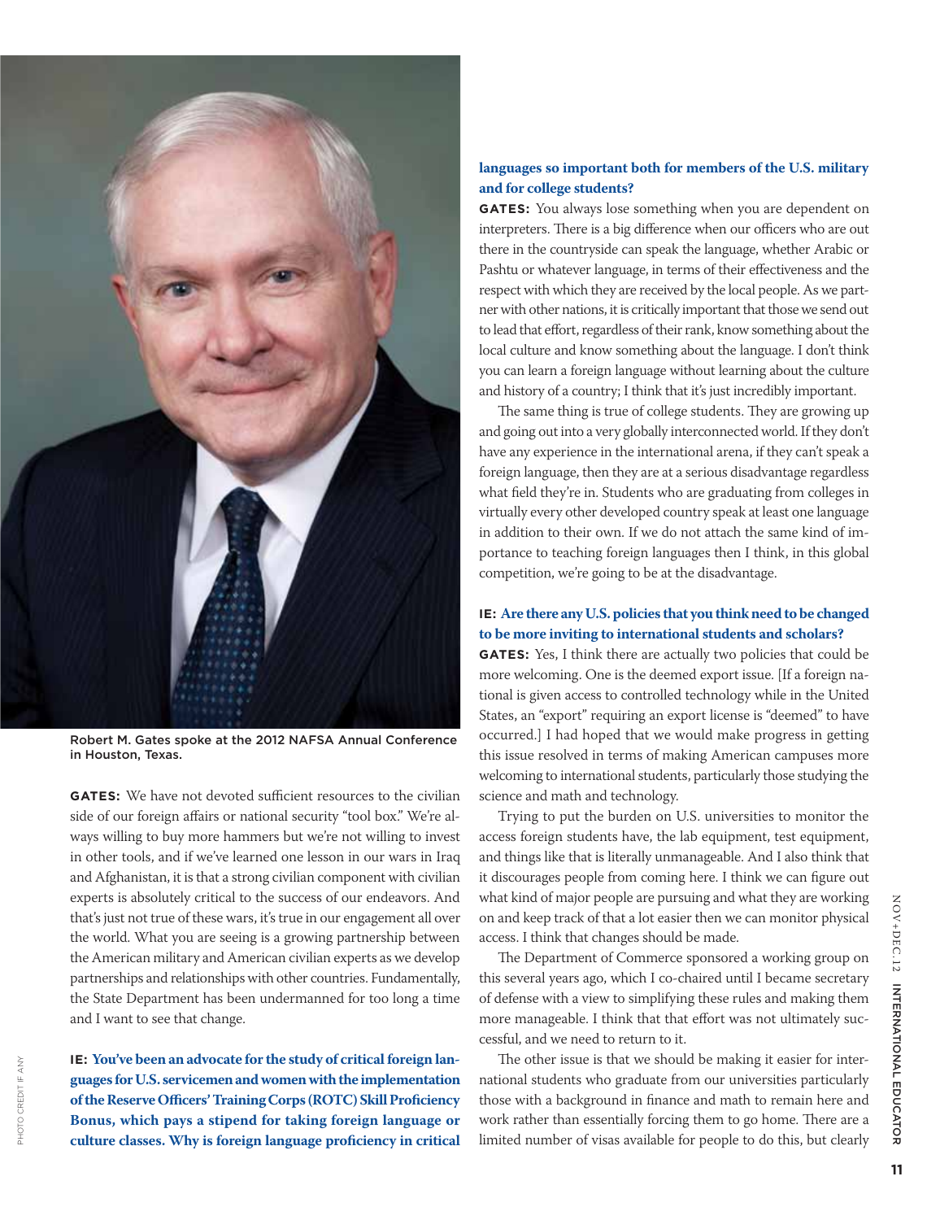Robert M. Gates spoke at the 2012 NAFSA Annual Conference in Houston, Texas.

**GATES:** We have not devoted sufficient resources to the civilian side of our foreign affairs or national security "tool box." We're always willing to buy more hammers but we're not willing to invest in other tools, and if we've learned one lesson in our wars in Iraq and Afghanistan, it is that a strong civilian component with civilian experts is absolutely critical to the success of our endeavors. And that's just not true of these wars, it's true in our engagement all over the world. What you are seeing is a growing partnership between the American military and American civilian experts as we develop partnerships and relationships with other countries. Fundamentally, the State Department has been undermanned for too long a time and I want to see that change.

**IE: You've been an advocate for the study of critical foreign languages for U.S. servicemen and women with the implementation of the Reserve Officers' Training Corps (ROTC) Skill Proficiency Bonus, which pays a stipend for taking foreign language or culture classes. Why is foreign language proficiency in critical languages so important both for members of the U.S. military and for college students?**

**GATES:** You always lose something when you are dependent on interpreters. There is a big difference when our officers who are out there in the countryside can speak the language, whether Arabic or Pashtu or whatever language, in terms of their effectiveness and the respect with which they are received by the local people. As we partner with other nations, it is critically important that those we send out to lead that effort, regardless of their rank, know something about the local culture and know something about the language. I don't think you can learn a foreign language without learning about the culture and history of a country; I think that it's just incredibly important.

The same thing is true of college students. They are growing up and going out into a very globally interconnected world. If they don't have any experience in the international arena, if they can't speak a foreign language, then they are at a serious disadvantage regardless what field they're in. Students who are graduating from colleges in virtually every other developed country speak at least one language in addition to their own. If we do not attach the same kind of importance to teaching foreign languages then I think, in this global competition, we're going to be at the disadvantage.

**IE: Are there any U.S. policies that you think need to be changed to be more inviting to international students and scholars?**

**GATES:** Yes, I think there are actually two policies that could be more welcoming. One is the deemed export issue. [If a foreign national is given access to controlled technology while in the United States, an "export" requiring an export license is "deemed" to have occurred.] I had hoped that we would make progress in getting this issue resolved in terms of making American campuses more welcoming to international students, particularly those studying the science and math and technology.

Trying to put the burden on U.S. universities to monitor the access foreign students have, the lab equipment, test equipment, and things like that is literally unmanageable. And I also think that it discourages people from coming here. I think we can figure out what kind of major people are pursuing and what they are working on and keep track of that a lot easier then we can monitor physical access. I think that changes should be made.

The Department of Commerce sponsored a working group on this several years ago, which I co-chaired until I became secretary of defense with a view to simplifying these rules and making them more manageable. I think that that effort was not ultimately successful, and we need to return to it.

The other issue is that we should be making it easier for international students who graduate from our universities particularly those with a background in finance and math to remain here and work rather than essentially forcing them to go home. There are a limited number of visas available for people to do this, but clearly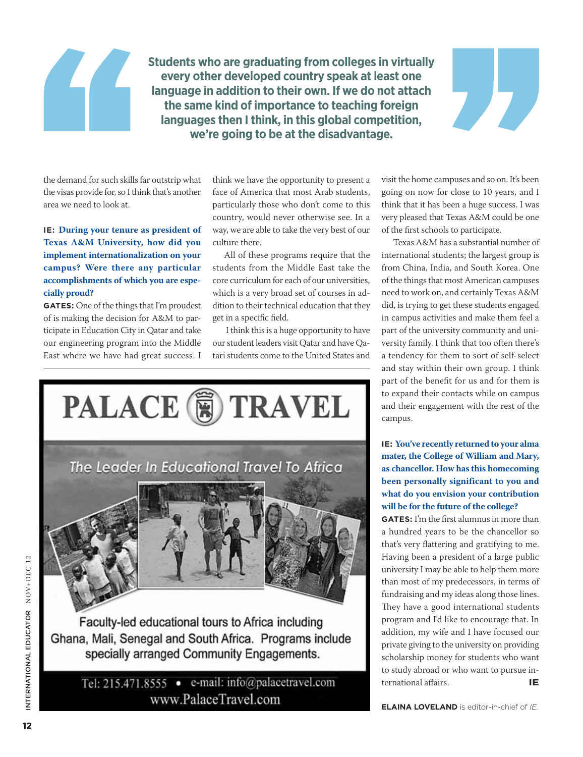> **Students who are graduating from colleges in virtually every other developed country speak at least one language in addition to their own. If we do not attach the same kind of importance to teaching foreign languages then I think, in this global competition, we're going to be at the disadvantage.**

the demand for such skills far outstrip what the visas provide for, so I think that's another area we need to look at.

**IE: During your tenure as president of Texas A&M University, how did you implement internationalization on your campus? Were there any particular accomplishments of which you are especially proud?**

**GATES:** One of the things that I'm proudest of is making the decision for A&M to participate in Education City in Qatar and take our engineering program into the Middle East where we have had great success. I think we have the opportunity to present a face of America that most Arab students, particularly those who don't come to this country, would never otherwise see. In a way, we are able to take the very best of our culture there.

All of these programs require that the students from the Middle East take the core curriculum for each of our universities, which is a very broad set of courses in addition to their technical education that they get in a specific field.

I think this is a huge opportunity to have our student leaders visit Qatar and have Qatari students come to the United States and visit the home campuses and so on. It's been going on now for close to 10 years, and I think that it has been a huge success. I was very pleased that Texas A&M could be one of the first schools to participate.

Texas A&M has a substantial number of international students; the largest group is from China, India, and South Korea. One of the things that most American campuses need to work on, and certainly Texas A&M did, is trying to get these students engaged in campus activities and make them feel a part of the university community and university family. I think that too often there's a tendency for them to sort of self-select and stay within their own group. I think part of the benefit for us and for them is to expand their contacts while on campus and their engagement with the rest of the campus.

**IE: You've recently returned to your alma mater, the College of William and Mary, as chancellor. How has this homecoming been personally significant to you and what do you envision your contribution will be for the future of the college?**

**GATES:** I'm the first alumnus in more than a hundred years to be the chancellor so that's very flattering and gratifying to me. Having been a president of a large public university I may be able to help them more than most of my predecessors, in terms of fundraising and my ideas along those lines. They have a good international students program and I'd like to encourage that. In addition, my wife and I have focused our private giving to the university on providing scholarship money for students who want to study abroad or who want to pursue international affairs. **IE**

**ELAINA LOVELAND** is editor-in-chief of *IE*.

PALACE TRAVEL

The Leader In Educational Travel To Africa

Faculty-led educational tours to Africa including Ghana, Mali, Senegal and South Africa. Programs include specially arranged Community Engagements.

Tel: 215.471.8555 • e-mail: info@palacetravel.com
www.PalaceTravel.com